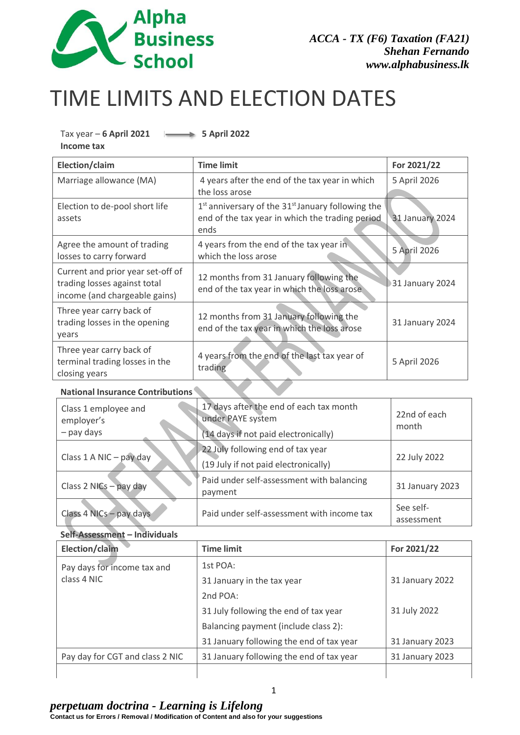# TIME LIMITS AND ELECTION DATES

Tax year – **6 April 2021** → **5 April 2022**

**Income tax**

| Election/claim | Time limit | For 2021/22 |
|---|---|---|
| Marriage allowance (MA) | 4 years after the end of the tax year in which the loss arose | 5 April 2026 |
| Election to de-pool short life assets | 1st anniversary of the 31st January following the end of the tax year in which the trading period ends | 31 January 2024 |
| Agree the amount of trading losses to carry forward | 4 years from the end of the tax year in which the loss arose | 5 April 2026 |
| Current and prior year set-off of trading losses against total income (and chargeable gains) | 12 months from 31 January following the end of the tax year in which the loss arose | 31 January 2024 |
| Three year carry back of trading losses in the opening years | 12 months from 31 January following the end of the tax year in which the loss arose | 31 January 2024 |
| Three year carry back of terminal trading losses in the closing years | 4 years from the end of the last tax year of trading | 5 April 2026 |

**National Insurance Contributions**

| | | |
|---|---|---|
| Class 1 employee and employer's – pay days | 17 days after the end of each tax month under PAYE system (14 days if not paid electronically) | 22nd of each month |
| Class 1 A NIC – pay day | 22 July following end of tax year (19 July if not paid electronically) | 22 July 2022 |
| Class 2 NICs – pay day | Paid under self-assessment with balancing payment | 31 January 2023 |
| Class 4 NICs – pay days | Paid under self-assessment with income tax | See self-assessment |

**Self-Assessment – Individuals**

| Election/claim | Time limit | For 2021/22 |
|---|---|---|
| Pay days for income tax and class 4 NIC | 1st POA: 31 January in the tax year | 31 January 2022 |
| | 2nd POA: 31 July following the end of tax year | 31 July 2022 |
| | Balancing payment (include class 2): 31 January following the end of tax year | 31 January 2023 |
| Pay day for CGT and class 2 NIC | 31 January following the end of tax year | 31 January 2023 |
| | | |

*perpetuam doctrina - Learning is Lifelong*

**Contact us for Errors / Removal / Modification of Content and also for your suggestions**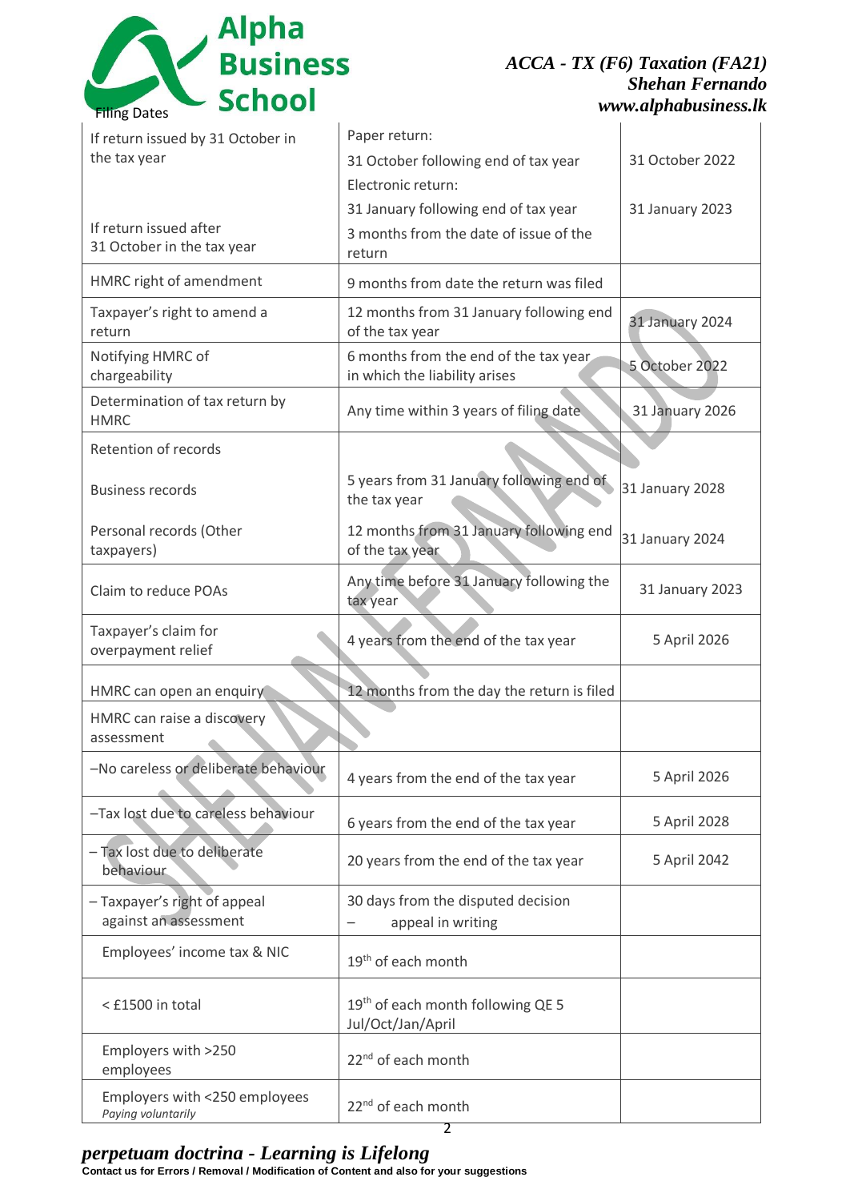Filing Dates

| | | |
|---|---|---|
| If return issued by 31 October in the tax year | Paper return: 31 October following end of tax year | 31 October 2022 |
| | Electronic return: 31 January following end of tax year | 31 January 2023 |
| If return issued after 31 October in the tax year | 3 months from the date of issue of the return | |
| HMRC right of amendment | 9 months from date the return was filed | |
| Taxpayer's right to amend a return | 12 months from 31 January following end of the tax year | 31 January 2024 |
| Notifying HMRC of chargeability | 6 months from the end of the tax year in which the liability arises | 5 October 2022 |
| Determination of tax return by HMRC | Any time within 3 years of filing date | 31 January 2026 |
| Retention of records | | |
| Business records | 5 years from 31 January following end of the tax year | 31 January 2028 |
| Personal records (Other taxpayers) | 12 months from 31 January following end of the tax year | 31 January 2024 |
| Claim to reduce POAs | Any time before 31 January following the tax year | 31 January 2023 |
| Taxpayer's claim for overpayment relief | 4 years from the end of the tax year | 5 April 2026 |
| HMRC can open an enquiry | 12 months from the day the return is filed | |
| HMRC can raise a discovery assessment | | |
| –No careless or deliberate behaviour | 4 years from the end of the tax year | 5 April 2026 |
| –Tax lost due to careless behaviour | 6 years from the end of the tax year | 5 April 2028 |
| – Tax lost due to deliberate behaviour | 20 years from the end of the tax year | 5 April 2042 |
| – Taxpayer's right of appeal against an assessment | 30 days from the disputed decision – appeal in writing | |
| Employees' income tax & NIC | 19th of each month | |
| < £1500 in total | 19th of each month following QE 5 Jul/Oct/Jan/April | |
| Employers with >250 employees | 22nd of each month | |
| Employers with <250 employees *Paying voluntarily* | 22nd of each month | |

*perpetuam doctrina - Learning is Lifelong*

**Contact us for Errors / Removal / Modification of Content and also for your suggestions**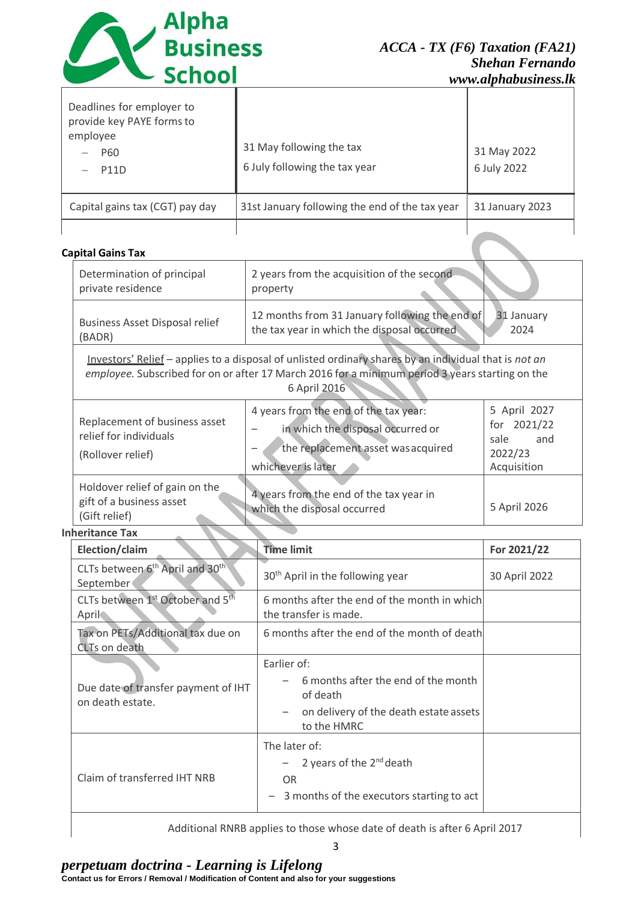| | | |
|---|---|---|
| Deadlines for employer to provide key PAYE forms to employee<br>– P60<br>– P11D | 31 May following the tax<br>6 July following the tax year | 31 May 2022<br>6 July 2022 |
| Capital gains tax (CGT) pay day | 31st January following the end of the tax year | 31 January 2023 |
| | | |

**Capital Gains Tax**

| | | |
|---|---|---|
| Determination of principal private residence | 2 years from the acquisition of the second property | |
| Business Asset Disposal relief (BADR) | 12 months from 31 January following the end of the tax year in which the disposal occurred | 31 January 2024 |
| Investors' Relief – applies to a disposal of unlisted ordinary shares by an individual that is *not an employee.* Subscribed for on or after 17 March 2016 for a minimum period 3 years starting on the 6 April 2016 | | |
| Replacement of business asset relief for individuals<br>(Rollover relief) | 4 years from the end of the tax year:<br>– in which the disposal occurred or<br>– the replacement asset was acquired<br>whichever is later | 5 April 2027 for 2021/22 sale and 2022/23 Acquisition |
| Holdover relief of gain on the gift of a business asset<br>(Gift relief) | 4 years from the end of the tax year in which the disposal occurred | 5 April 2026 |

**Inheritance Tax**

| Election/claim | Time limit | For 2021/22 |
|---|---|---|
| CLTs between 6th April and 30th September | 30th April in the following year | 30 April 2022 |
| CLTs between 1st October and 5th April | 6 months after the end of the month in which the transfer is made. | |
| Tax on PETs/Additional tax due on CLTs on death | 6 months after the end of the month of death | |
| Due date of transfer payment of IHT on death estate. | Earlier of:<br>– 6 months after the end of the month of death<br>– on delivery of the death estate assets to the HMRC | |
| Claim of transferred IHT NRB | The later of:<br>– 2 years of the 2nd death<br>OR<br>– 3 months of the executors starting to act | |
| Additional RNRB applies to those whose date of death is after 6 April 2017 | | |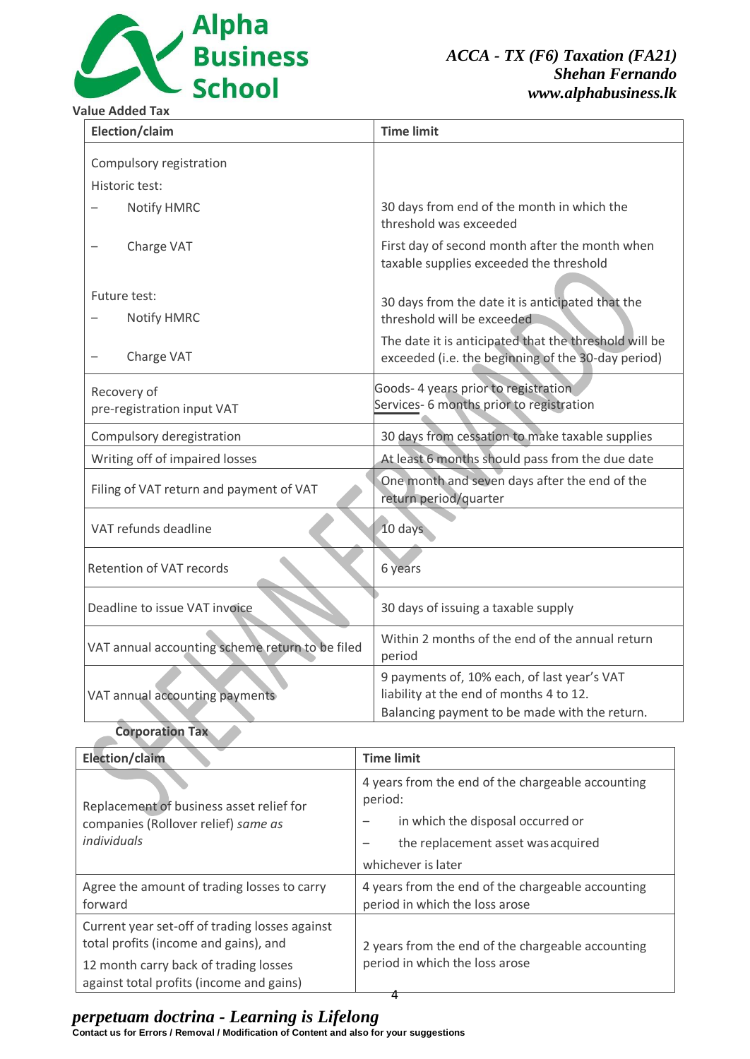## Value Added Tax

| Election/claim | Time limit |
|---|---|
| Compulsory registration<br>Historic test:<br>– Notify HMRC<br>– Charge VAT | <br><br>30 days from end of the month in which the threshold was exceeded<br>First day of second month after the month when taxable supplies exceeded the threshold |
| Future test:<br>– Notify HMRC<br>– Charge VAT | 30 days from the date it is anticipated that the threshold will be exceeded<br>The date it is anticipated that the threshold will be exceeded (i.e. the beginning of the 30-day period) |
| Recovery of pre-registration input VAT | Goods- 4 years prior to registration<br>Services- 6 months prior to registration |
| Compulsory deregistration | 30 days from cessation to make taxable supplies |
| Writing off of impaired losses | At least 6 months should pass from the due date |
| Filing of VAT return and payment of VAT | One month and seven days after the end of the return period/quarter |
| VAT refunds deadline | 10 days |
| Retention of VAT records | 6 years |
| Deadline to issue VAT invoice | 30 days of issuing a taxable supply |
| VAT annual accounting scheme return to be filed | Within 2 months of the end of the annual return period |
| VAT annual accounting payments | 9 payments of, 10% each, of last year's VAT liability at the end of months 4 to 12.<br>Balancing payment to be made with the return. |

## Corporation Tax

| Election/claim | Time limit |
|---|---|
| Replacement of business asset relief for companies (Rollover relief) *same as individuals* | 4 years from the end of the chargeable accounting period:<br>– in which the disposal occurred or<br>– the replacement asset was acquired<br>whichever is later |
| Agree the amount of trading losses to carry forward | 4 years from the end of the chargeable accounting period in which the loss arose |
| Current year set-off of trading losses against total profits (income and gains), and<br>12 month carry back of trading losses against total profits (income and gains) | 2 years from the end of the chargeable accounting period in which the loss arose |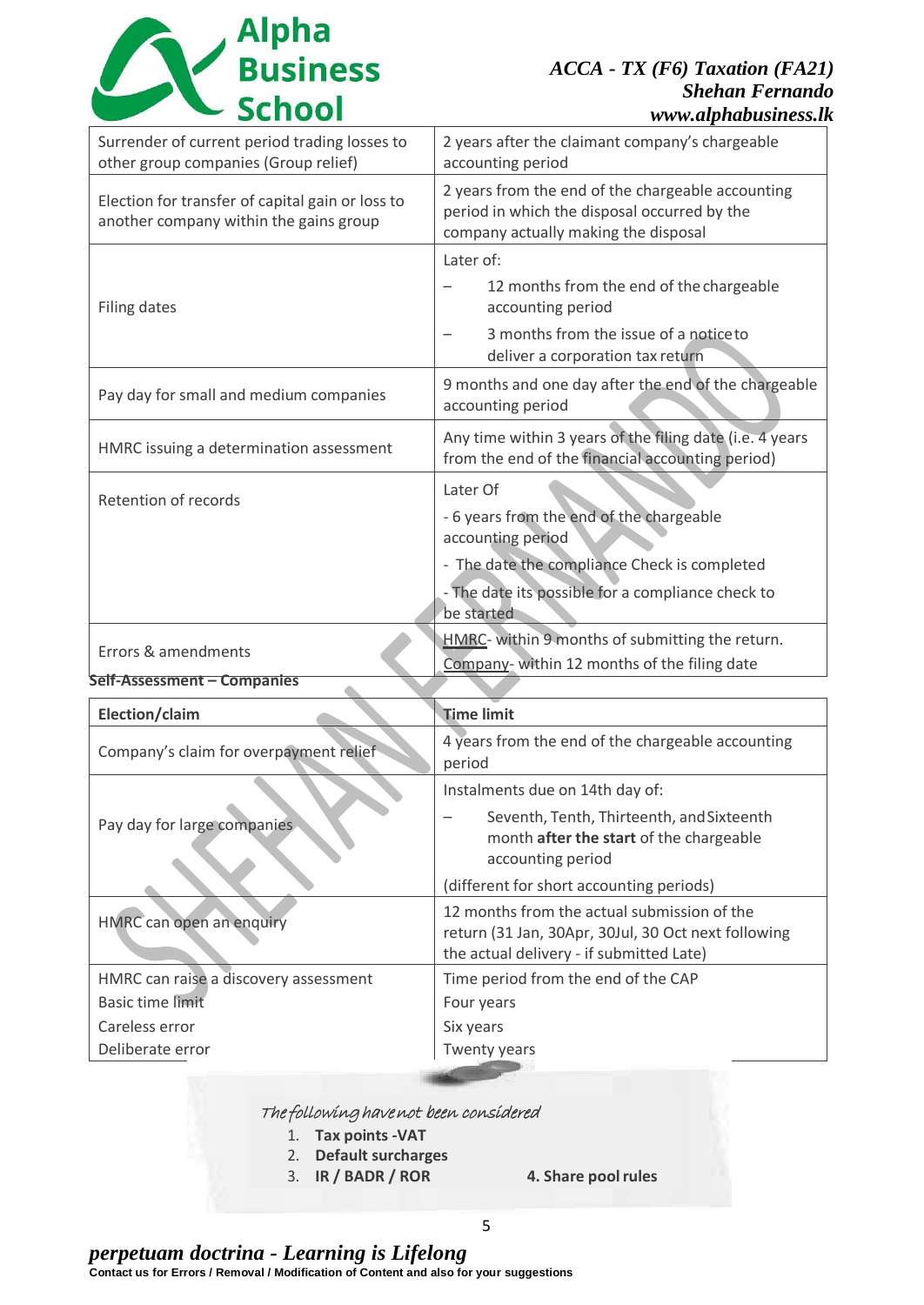| | |
|---|---|
| Surrender of current period trading losses to other group companies (Group relief) | 2 years after the claimant company's chargeable accounting period |
| Election for transfer of capital gain or loss to another company within the gains group | 2 years from the end of the chargeable accounting period in which the disposal occurred by the company actually making the disposal |
| Filing dates | Later of:<br>– 12 months from the end of the chargeable accounting period<br>– 3 months from the issue of a notice to deliver a corporation tax return |
| Pay day for small and medium companies | 9 months and one day after the end of the chargeable accounting period |
| HMRC issuing a determination assessment | Any time within 3 years of the filing date (i.e. 4 years from the end of the financial accounting period) |
| Retention of records | Later Of<br>- 6 years from the end of the chargeable accounting period<br>- The date the compliance Check is completed<br>- The date its possible for a compliance check to be started |
| Errors & amendments | HMRC- within 9 months of submitting the return.<br>Company- within 12 months of the filing date |

**Self-Assessment – Companies**

| Election/claim | Time limit |
|---|---|
| Company's claim for overpayment relief | 4 years from the end of the chargeable accounting period |
| Pay day for large companies | Instalments due on 14th day of:<br>– Seventh, Tenth, Thirteenth, and Sixteenth month **after the start** of the chargeable accounting period<br>(different for short accounting periods) |
| HMRC can open an enquiry | 12 months from the actual submission of the return (31 Jan, 30Apr, 30Jul, 30 Oct next following the actual delivery - if submitted Late) |
| HMRC can raise a discovery assessment<br>Basic time limit<br>Careless error<br>Deliberate error | Time period from the end of the CAP<br>Four years<br>Six years<br>Twenty years |

*The following have not been considered*

1. **Tax points -VAT**
2. **Default surcharges**
3. **IR / BADR / ROR**
4. **Share pool rules**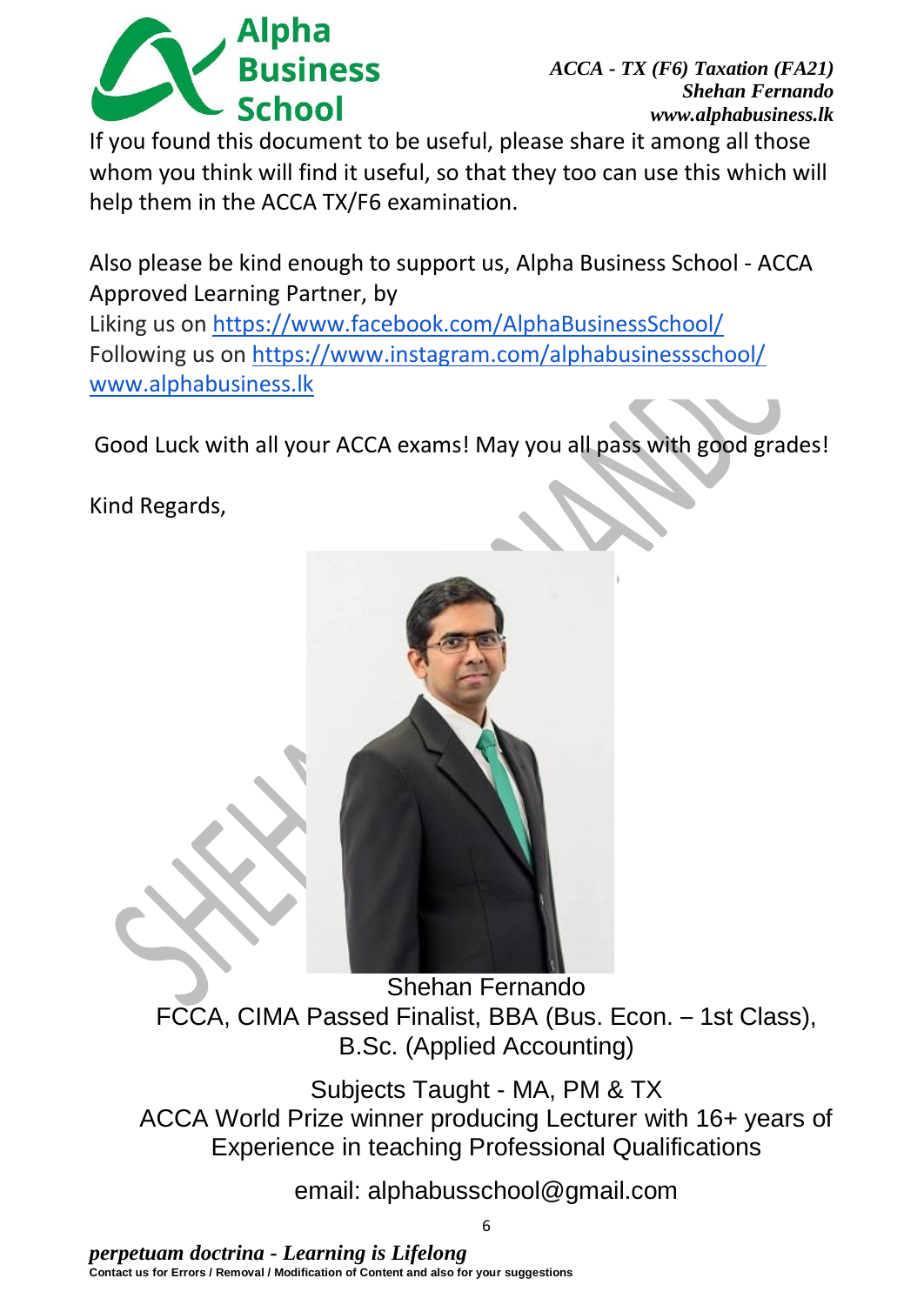If you found this document to be useful, please share it among all those whom you think will find it useful, so that they too can use this which will help them in the ACCA TX/F6 examination.

Also please be kind enough to support us, Alpha Business School - ACCA Approved Learning Partner, by
Liking us on https://www.facebook.com/AlphaBusinessSchool/
Following us on https://www.instagram.com/alphabusinessschool/
www.alphabusiness.lk

Good Luck with all your ACCA exams! May you all pass with good grades!

Kind Regards,

Shehan Fernando
FCCA, CIMA Passed Finalist, BBA (Bus. Econ. – 1st Class), B.Sc. (Applied Accounting)

Subjects Taught - MA, PM & TX
ACCA World Prize winner producing Lecturer with 16+ years of Experience in teaching Professional Qualifications

email: alphabusschool@gmail.com